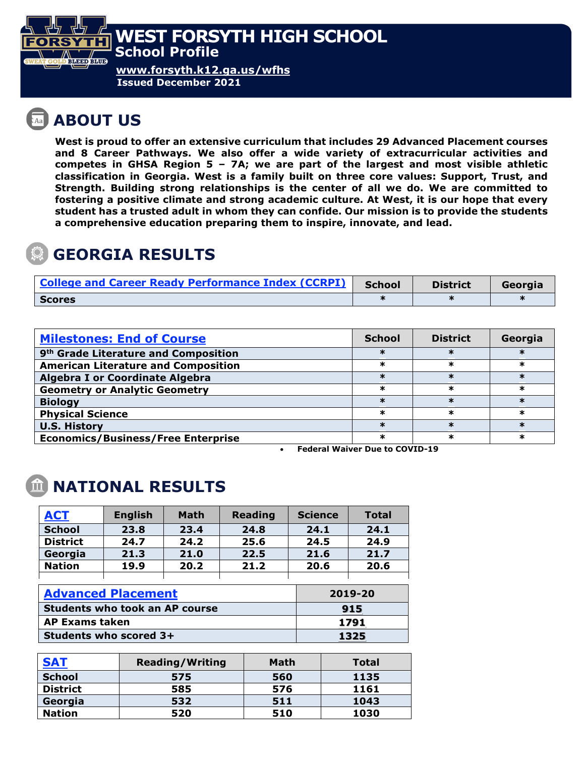# WEST FORSYTH HIGH SCHOOL

## School Profile

www.forsyth.k12.ga.us/wfhs

**Issued December 2021**

## ABOUT US

**West is proud to offer an extensive curriculum that includes 29 Advanced Placement courses and 8 Career Pathways. We also offer a wide variety of extracurricular activities and competes in GHSA Region 5 – 7A; we are part of the largest and most visible athletic classification in Georgia. West is a family built on three core values: Support, Trust, and Strength. Building strong relationships is the center of all we do. We are committed to fostering a positive climate and strong academic culture. At West, it is our hope that every student has a trusted adult in whom they can confide. Our mission is to provide the students a comprehensive education preparing them to inspire, innovate, and lead.**

## GEORGIA RESULTS

| College and Career Ready Performance Index (CCRPI) | School | District | Georgia |
|---|---|---|---|
| Scores | * | * | * |

| Milestones: End of Course | School | District | Georgia |
|---|---|---|---|
| 9th Grade Literature and Composition | * | * | * |
| American Literature and Composition | * | * | * |
| Algebra I or Coordinate Algebra | * | * | * |
| Geometry or Analytic Geometry | * | * | * |
| Biology | * | * | * |
| Physical Science | * | * | * |
| U.S. History | * | * | * |
| Economics/Business/Free Enterprise | * | * | * |

- **Federal Waiver Due to COVID-19**

## NATIONAL RESULTS

| ACT | English | Math | Reading | Science | Total |
|---|---|---|---|---|---|
| School | 23.8 | 23.4 | 24.8 | 24.1 | 24.1 |
| District | 24.7 | 24.2 | 25.6 | 24.5 | 24.9 |
| Georgia | 21.3 | 21.0 | 22.5 | 21.6 | 21.7 |
| Nation | 19.9 | 20.2 | 21.2 | 20.6 | 20.6 |

| Advanced Placement | 2019-20 |
|---|---|
| Students who took an AP course | 915 |
| AP Exams taken | 1791 |
| Students who scored 3+ | 1325 |

| SAT | Reading/Writing | Math | Total |
|---|---|---|---|
| School | 575 | 560 | 1135 |
| District | 585 | 576 | 1161 |
| Georgia | 532 | 511 | 1043 |
| Nation | 520 | 510 | 1030 |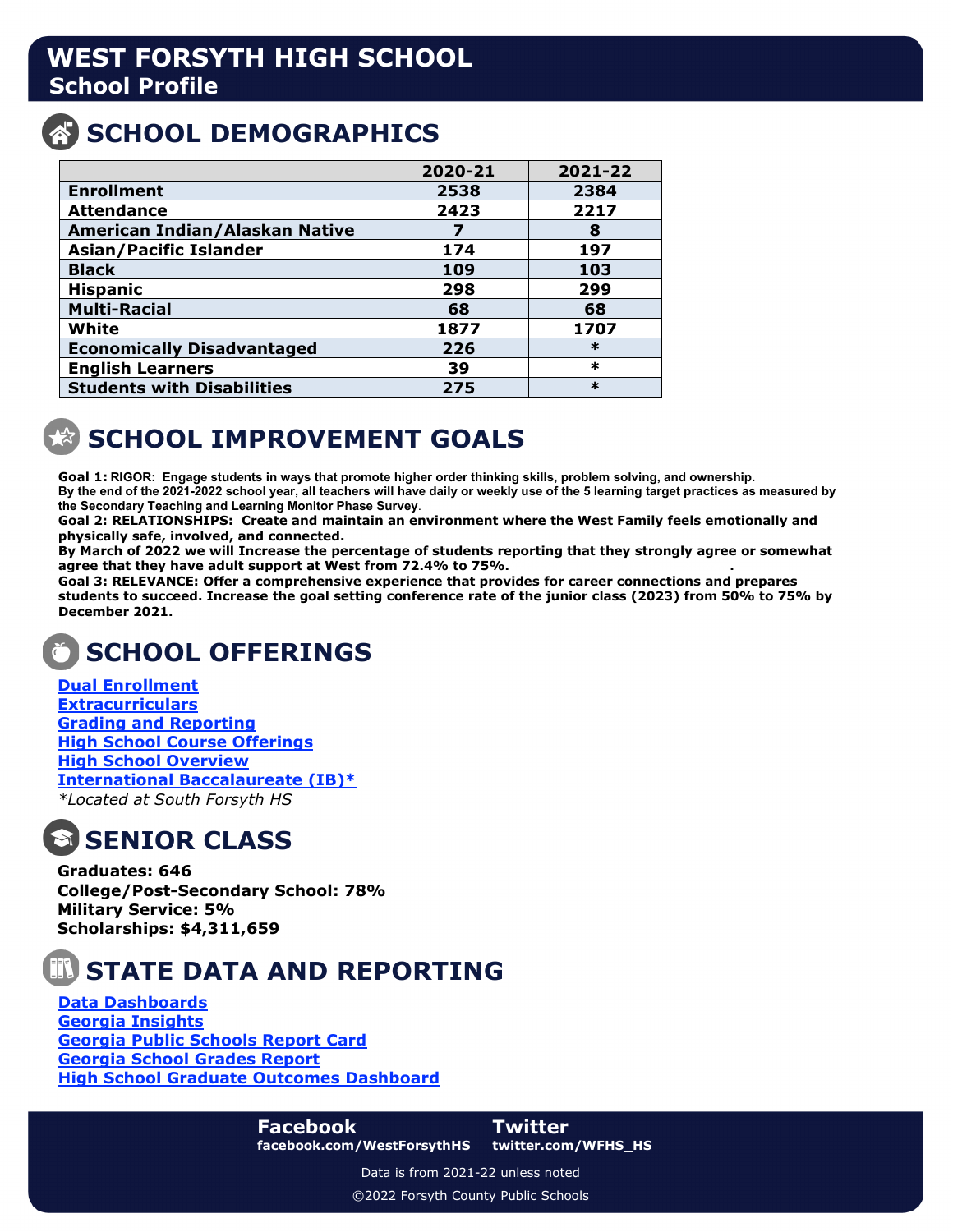# WEST FORSYTH HIGH SCHOOL
## School Profile

## SCHOOL DEMOGRAPHICS

| | 2020-21 | 2021-22 |
|---|---|---|
| Enrollment | 2538 | 2384 |
| Attendance | 2423 | 2217 |
| American Indian/Alaskan Native | 7 | 8 |
| Asian/Pacific Islander | 174 | 197 |
| Black | 109 | 103 |
| Hispanic | 298 | 299 |
| Multi-Racial | 68 | 68 |
| White | 1877 | 1707 |
| Economically Disadvantaged | 226 | * |
| English Learners | 39 | * |
| Students with Disabilities | 275 | * |

## SCHOOL IMPROVEMENT GOALS

**Goal 1: RIGOR: Engage students in ways that promote higher order thinking skills, problem solving, and ownership.**
**By the end of the 2021-2022 school year, all teachers will have daily or weekly use of the 5 learning target practices as measured by the Secondary Teaching and Learning Monitor Phase Survey**.
**Goal 2: RELATIONSHIPS: Create and maintain an environment where the West Family feels emotionally and physically safe, involved, and connected.**
**By March of 2022 we will Increase the percentage of students reporting that they strongly agree or somewhat agree that they have adult support at West from 72.4% to 75%.**
**Goal 3: RELEVANCE: Offer a comprehensive experience that provides for career connections and prepares students to succeed. Increase the goal setting conference rate of the junior class (2023) from 50% to 75% by December 2021.**

## SCHOOL OFFERINGS

- Dual Enrollment
- Extracurriculars
- Grading and Reporting
- High School Course Offerings
- High School Overview
- International Baccalaureate (IB)*

*\*Located at South Forsyth HS*

## SENIOR CLASS

**Graduates: 646**
**College/Post-Secondary School: 78%**
**Military Service: 5%**
**Scholarships: $4,311,659**

## STATE DATA AND REPORTING

- Data Dashboards
- Georgia Insights
- Georgia Public Schools Report Card
- Georgia School Grades Report
- High School Graduate Outcomes Dashboard

**Facebook**
facebook.com/WestForsythHS

**Twitter**
twitter.com/WFHS_HS

Data is from 2021-22 unless noted

©2022 Forsyth County Public Schools